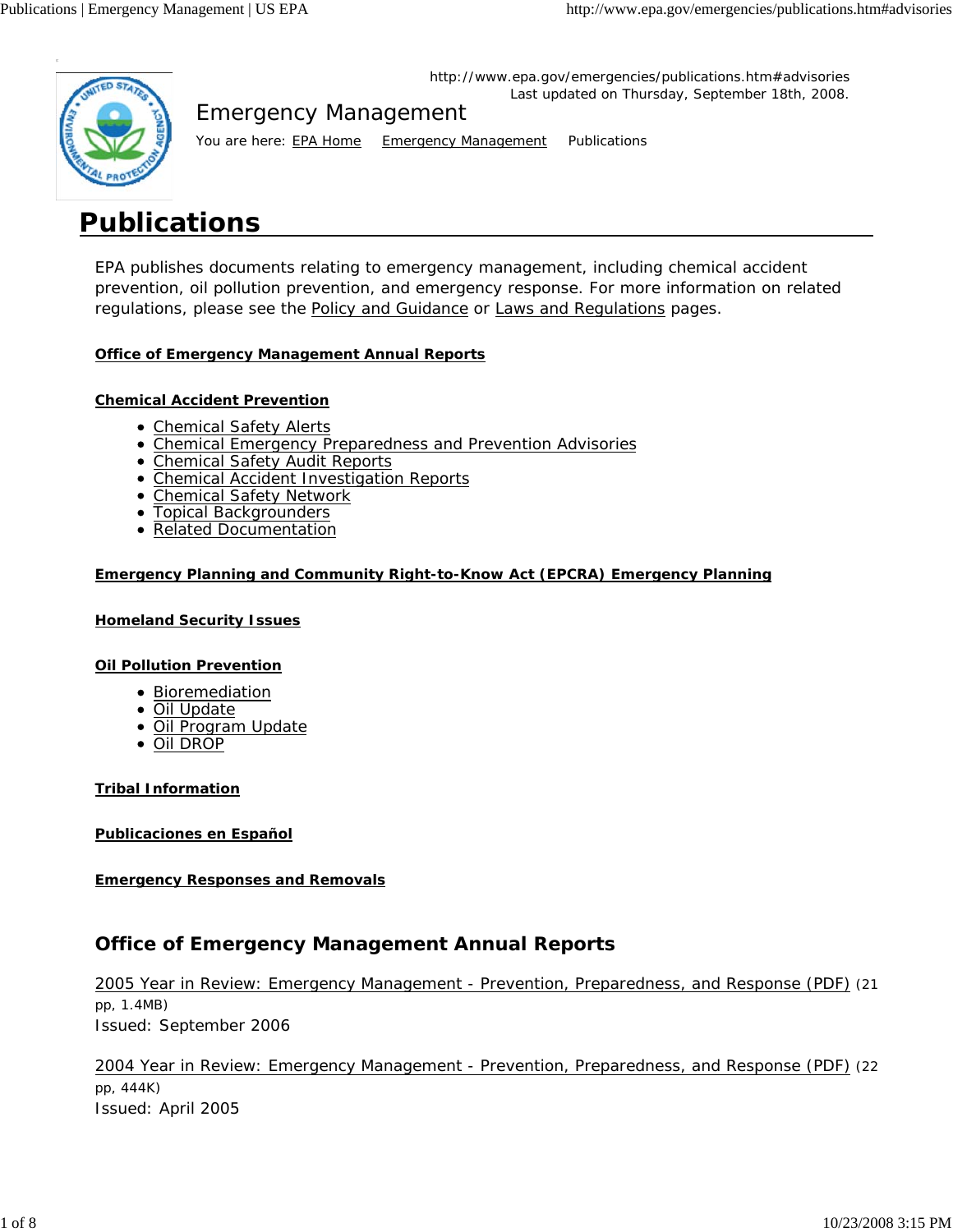http://www.epa.gov/emergencies/publications.htm#advisories
Last updated on Thursday, September 18th, 2008.

Emergency Management

You are here: EPA Home Emergency Management Publications

# Publications

EPA publishes documents relating to emergency management, including chemical accident prevention, oil pollution prevention, and emergency response. For more information on related regulations, please see the Policy and Guidance or Laws and Regulations pages.

**Office of Emergency Management Annual Reports**

**Chemical Accident Prevention**

- Chemical Safety Alerts
- Chemical Emergency Preparedness and Prevention Advisories
- Chemical Safety Audit Reports
- Chemical Accident Investigation Reports
- Chemical Safety Network
- Topical Backgrounders
- Related Documentation

**Emergency Planning and Community Right-to-Know Act (EPCRA) Emergency Planning**

**Homeland Security Issues**

**Oil Pollution Prevention**

- Bioremediation
- Oil Update
- Oil Program Update
- Oil DROP

**Tribal Information**

**Publicaciones en Español**

**Emergency Responses and Removals**

## Office of Emergency Management Annual Reports

2005 Year in Review: Emergency Management - Prevention, Preparedness, and Response (PDF) (21 pp, 1.4MB)
Issued: September 2006

2004 Year in Review: Emergency Management - Prevention, Preparedness, and Response (PDF) (22 pp, 444K)
Issued: April 2005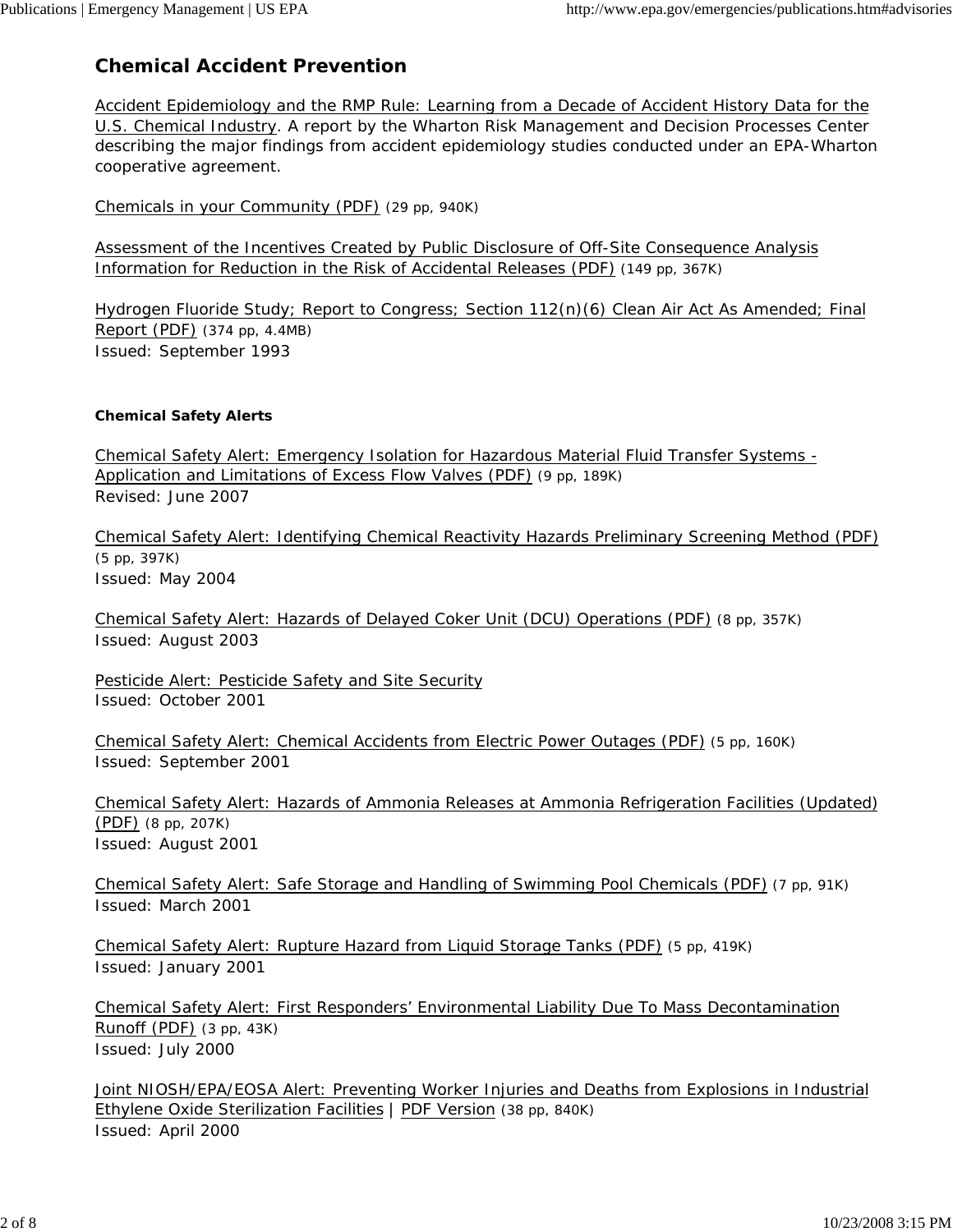## Chemical Accident Prevention

Accident Epidemiology and the RMP Rule: Learning from a Decade of Accident History Data for the U.S. Chemical Industry. A report by the Wharton Risk Management and Decision Processes Center describing the major findings from accident epidemiology studies conducted under an EPA-Wharton cooperative agreement.

Chemicals in your Community (PDF) (29 pp, 940K)

Assessment of the Incentives Created by Public Disclosure of Off-Site Consequence Analysis Information for Reduction in the Risk of Accidental Releases (PDF) (149 pp, 367K)

Hydrogen Fluoride Study; Report to Congress; Section 112(n)(6) Clean Air Act As Amended; Final Report (PDF) (374 pp, 4.4MB)
Issued: September 1993

### Chemical Safety Alerts

Chemical Safety Alert: Emergency Isolation for Hazardous Material Fluid Transfer Systems - Application and Limitations of Excess Flow Valves (PDF) (9 pp, 189K)
Revised: June 2007

Chemical Safety Alert: Identifying Chemical Reactivity Hazards Preliminary Screening Method (PDF) (5 pp, 397K)
Issued: May 2004

Chemical Safety Alert: Hazards of Delayed Coker Unit (DCU) Operations (PDF) (8 pp, 357K)
Issued: August 2003

Pesticide Alert: Pesticide Safety and Site Security
Issued: October 2001

Chemical Safety Alert: Chemical Accidents from Electric Power Outages (PDF) (5 pp, 160K)
Issued: September 2001

Chemical Safety Alert: Hazards of Ammonia Releases at Ammonia Refrigeration Facilities (Updated) (PDF) (8 pp, 207K)
Issued: August 2001

Chemical Safety Alert: Safe Storage and Handling of Swimming Pool Chemicals (PDF) (7 pp, 91K)
Issued: March 2001

Chemical Safety Alert: Rupture Hazard from Liquid Storage Tanks (PDF) (5 pp, 419K)
Issued: January 2001

Chemical Safety Alert: First Responders' Environmental Liability Due To Mass Decontamination Runoff (PDF) (3 pp, 43K)
Issued: July 2000

Joint NIOSH/EPA/EOSA Alert: Preventing Worker Injuries and Deaths from Explosions in Industrial Ethylene Oxide Sterilization Facilities | PDF Version (38 pp, 840K)
Issued: April 2000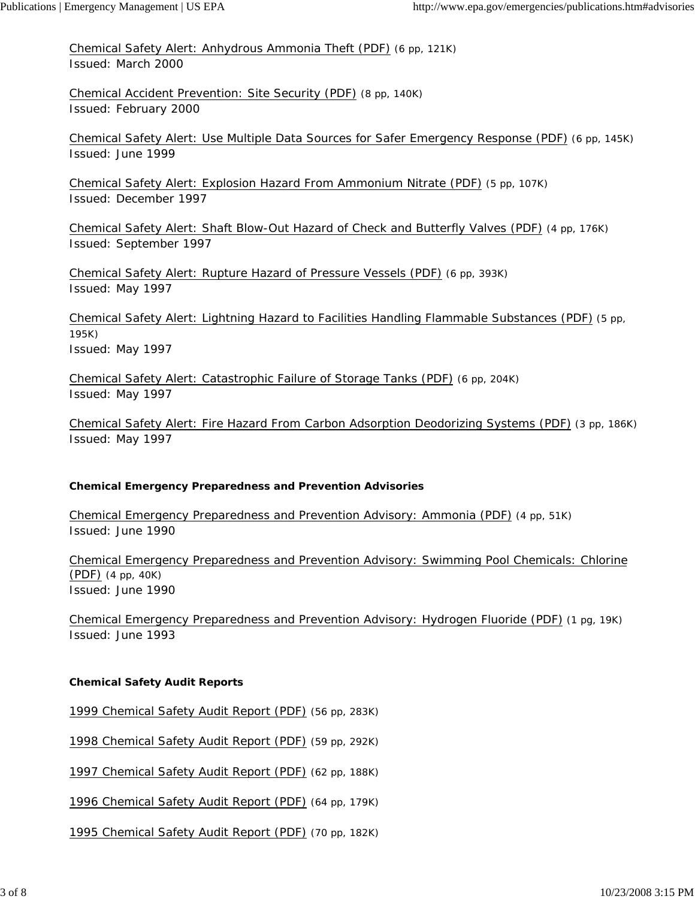Chemical Safety Alert: Anhydrous Ammonia Theft (PDF) (6 pp, 121K)
Issued: March 2000

Chemical Accident Prevention: Site Security (PDF) (8 pp, 140K)
Issued: February 2000

Chemical Safety Alert: Use Multiple Data Sources for Safer Emergency Response (PDF) (6 pp, 145K)
Issued: June 1999

Chemical Safety Alert: Explosion Hazard From Ammonium Nitrate (PDF) (5 pp, 107K)
Issued: December 1997

Chemical Safety Alert: Shaft Blow-Out Hazard of Check and Butterfly Valves (PDF) (4 pp, 176K)
Issued: September 1997

Chemical Safety Alert: Rupture Hazard of Pressure Vessels (PDF) (6 pp, 393K)
Issued: May 1997

Chemical Safety Alert: Lightning Hazard to Facilities Handling Flammable Substances (PDF) (5 pp, 195K)
Issued: May 1997

Chemical Safety Alert: Catastrophic Failure of Storage Tanks (PDF) (6 pp, 204K)
Issued: May 1997

Chemical Safety Alert: Fire Hazard From Carbon Adsorption Deodorizing Systems (PDF) (3 pp, 186K)
Issued: May 1997

**Chemical Emergency Preparedness and Prevention Advisories**

Chemical Emergency Preparedness and Prevention Advisory: Ammonia (PDF) (4 pp, 51K)
Issued: June 1990

Chemical Emergency Preparedness and Prevention Advisory: Swimming Pool Chemicals: Chlorine (PDF) (4 pp, 40K)
Issued: June 1990

Chemical Emergency Preparedness and Prevention Advisory: Hydrogen Fluoride (PDF) (1 pg, 19K)
Issued: June 1993

**Chemical Safety Audit Reports**

1999 Chemical Safety Audit Report (PDF) (56 pp, 283K)

1998 Chemical Safety Audit Report (PDF) (59 pp, 292K)

1997 Chemical Safety Audit Report (PDF) (62 pp, 188K)

1996 Chemical Safety Audit Report (PDF) (64 pp, 179K)

1995 Chemical Safety Audit Report (PDF) (70 pp, 182K)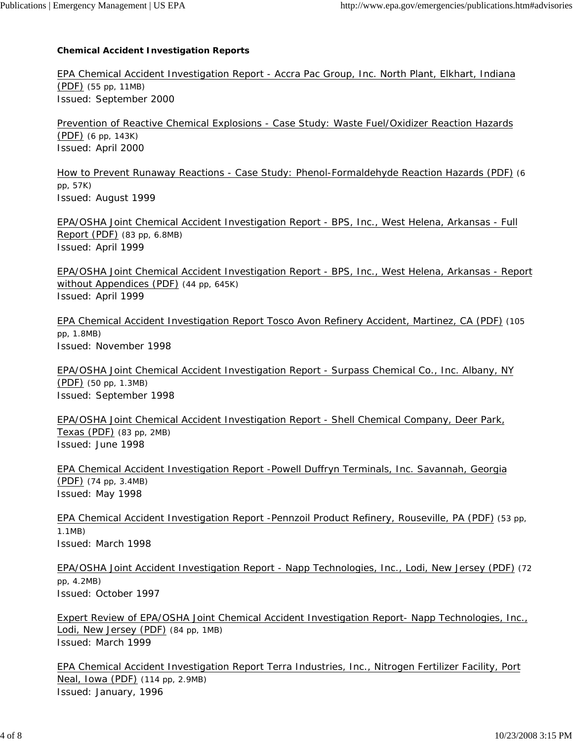**Chemical Accident Investigation Reports**

EPA Chemical Accident Investigation Report - Accra Pac Group, Inc. North Plant, Elkhart, Indiana (PDF) (55 pp, 11MB)
Issued: September 2000

Prevention of Reactive Chemical Explosions - Case Study: Waste Fuel/Oxidizer Reaction Hazards (PDF) (6 pp, 143K)
Issued: April 2000

How to Prevent Runaway Reactions - Case Study: Phenol-Formaldehyde Reaction Hazards (PDF) (6 pp, 57K)
Issued: August 1999

EPA/OSHA Joint Chemical Accident Investigation Report - BPS, Inc., West Helena, Arkansas - Full Report (PDF) (83 pp, 6.8MB)
Issued: April 1999

EPA/OSHA Joint Chemical Accident Investigation Report - BPS, Inc., West Helena, Arkansas - Report without Appendices (PDF) (44 pp, 645K)
Issued: April 1999

EPA Chemical Accident Investigation Report Tosco Avon Refinery Accident, Martinez, CA (PDF) (105 pp, 1.8MB)
Issued: November 1998

EPA/OSHA Joint Chemical Accident Investigation Report - Surpass Chemical Co., Inc. Albany, NY (PDF) (50 pp, 1.3MB)
Issued: September 1998

EPA/OSHA Joint Chemical Accident Investigation Report - Shell Chemical Company, Deer Park, Texas (PDF) (83 pp, 2MB)
Issued: June 1998

EPA Chemical Accident Investigation Report -Powell Duffryn Terminals, Inc. Savannah, Georgia (PDF) (74 pp, 3.4MB)
Issued: May 1998

EPA Chemical Accident Investigation Report -Pennzoil Product Refinery, Rouseville, PA (PDF) (53 pp, 1.1MB)
Issued: March 1998

EPA/OSHA Joint Accident Investigation Report - Napp Technologies, Inc., Lodi, New Jersey (PDF) (72 pp, 4.2MB)
Issued: October 1997

Expert Review of EPA/OSHA Joint Chemical Accident Investigation Report- Napp Technologies, Inc., Lodi, New Jersey (PDF) (84 pp, 1MB)
Issued: March 1999

EPA Chemical Accident Investigation Report Terra Industries, Inc., Nitrogen Fertilizer Facility, Port Neal, Iowa (PDF) (114 pp, 2.9MB)
Issued: January, 1996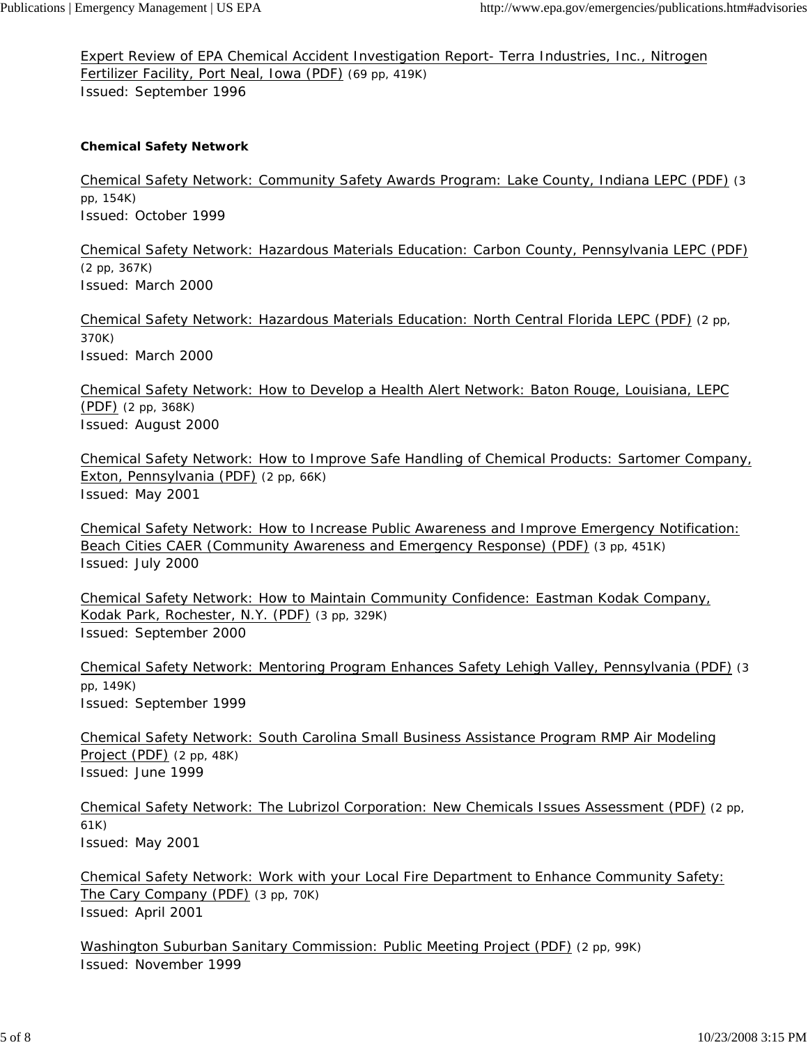Expert Review of EPA Chemical Accident Investigation Report- Terra Industries, Inc., Nitrogen Fertilizer Facility, Port Neal, Iowa (PDF) (69 pp, 419K)
Issued: September 1996

**Chemical Safety Network**

Chemical Safety Network: Community Safety Awards Program: Lake County, Indiana LEPC (PDF) (3 pp, 154K)
Issued: October 1999

Chemical Safety Network: Hazardous Materials Education: Carbon County, Pennsylvania LEPC (PDF) (2 pp, 367K)
Issued: March 2000

Chemical Safety Network: Hazardous Materials Education: North Central Florida LEPC (PDF) (2 pp, 370K)
Issued: March 2000

Chemical Safety Network: How to Develop a Health Alert Network: Baton Rouge, Louisiana, LEPC (PDF) (2 pp, 368K)
Issued: August 2000

Chemical Safety Network: How to Improve Safe Handling of Chemical Products: Sartomer Company, Exton, Pennsylvania (PDF) (2 pp, 66K)
Issued: May 2001

Chemical Safety Network: How to Increase Public Awareness and Improve Emergency Notification: Beach Cities CAER (Community Awareness and Emergency Response) (PDF) (3 pp, 451K)
Issued: July 2000

Chemical Safety Network: How to Maintain Community Confidence: Eastman Kodak Company, Kodak Park, Rochester, N.Y. (PDF) (3 pp, 329K)
Issued: September 2000

Chemical Safety Network: Mentoring Program Enhances Safety Lehigh Valley, Pennsylvania (PDF) (3 pp, 149K)
Issued: September 1999

Chemical Safety Network: South Carolina Small Business Assistance Program RMP Air Modeling Project (PDF) (2 pp, 48K)
Issued: June 1999

Chemical Safety Network: The Lubrizol Corporation: New Chemicals Issues Assessment (PDF) (2 pp, 61K)
Issued: May 2001

Chemical Safety Network: Work with your Local Fire Department to Enhance Community Safety: The Cary Company (PDF) (3 pp, 70K)
Issued: April 2001

Washington Suburban Sanitary Commission: Public Meeting Project (PDF) (2 pp, 99K)
Issued: November 1999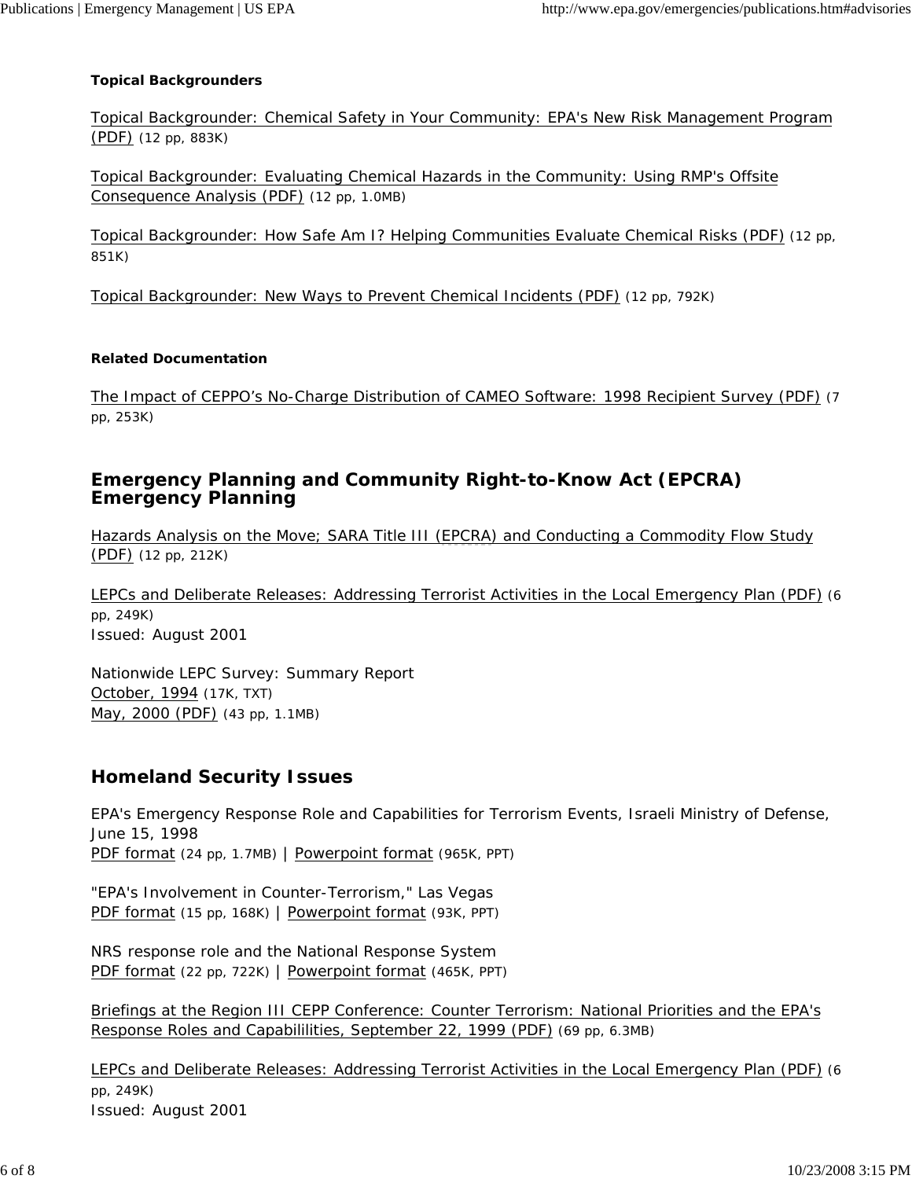**Topical Backgrounders**

Topical Backgrounder: Chemical Safety in Your Community: EPA's New Risk Management Program (PDF) (12 pp, 883K)

Topical Backgrounder: Evaluating Chemical Hazards in the Community: Using RMP's Offsite Consequence Analysis (PDF) (12 pp, 1.0MB)

Topical Backgrounder: How Safe Am I? Helping Communities Evaluate Chemical Risks (PDF) (12 pp, 851K)

Topical Backgrounder: New Ways to Prevent Chemical Incidents (PDF) (12 pp, 792K)

**Related Documentation**

The Impact of CEPPO's No-Charge Distribution of CAMEO Software: 1998 Recipient Survey (PDF) (7 pp, 253K)

## Emergency Planning and Community Right-to-Know Act (EPCRA) Emergency Planning

Hazards Analysis on the Move; SARA Title III (EPCRA) and Conducting a Commodity Flow Study (PDF) (12 pp, 212K)

LEPCs and Deliberate Releases: Addressing Terrorist Activities in the Local Emergency Plan (PDF) (6 pp, 249K)
Issued: August 2001

Nationwide LEPC Survey: Summary Report
October, 1994 (17K, TXT)
May, 2000 (PDF) (43 pp, 1.1MB)

## Homeland Security Issues

EPA's Emergency Response Role and Capabilities for Terrorism Events, Israeli Ministry of Defense, June 15, 1998
PDF format (24 pp, 1.7MB) | Powerpoint format (965K, PPT)

"EPA's Involvement in Counter-Terrorism," Las Vegas
PDF format (15 pp, 168K) | Powerpoint format (93K, PPT)

NRS response role and the National Response System
PDF format (22 pp, 722K) | Powerpoint format (465K, PPT)

Briefings at the Region III CEPP Conference: Counter Terrorism: National Priorities and the EPA's Response Roles and Capabililities, September 22, 1999 (PDF) (69 pp, 6.3MB)

LEPCs and Deliberate Releases: Addressing Terrorist Activities in the Local Emergency Plan (PDF) (6 pp, 249K)
Issued: August 2001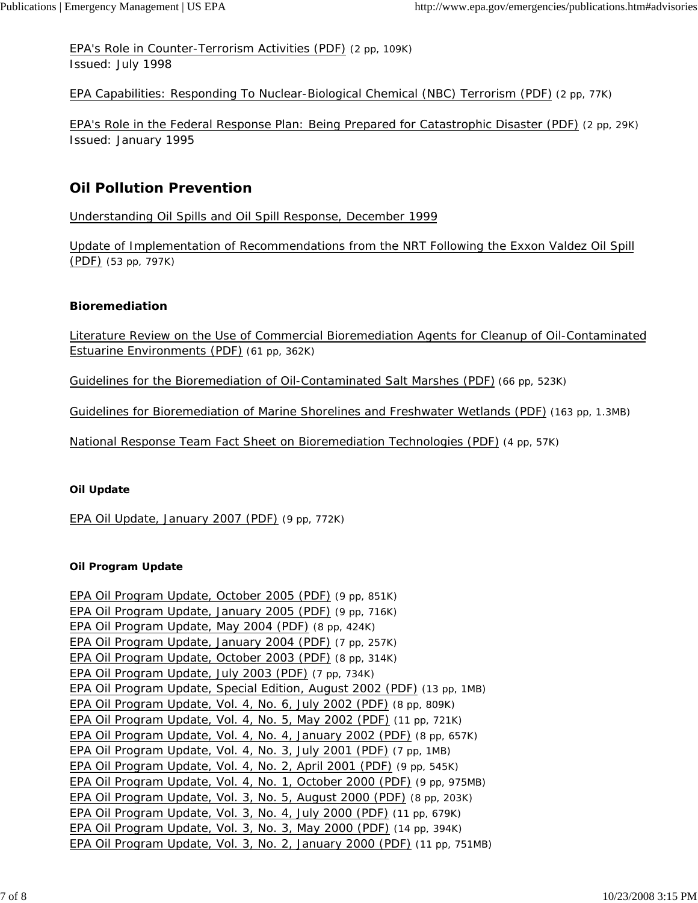EPA's Role in Counter-Terrorism Activities (PDF) (2 pp, 109K)
Issued: July 1998

EPA Capabilities: Responding To Nuclear-Biological Chemical (NBC) Terrorism (PDF) (2 pp, 77K)

EPA's Role in the Federal Response Plan: Being Prepared for Catastrophic Disaster (PDF) (2 pp, 29K)
Issued: January 1995

## Oil Pollution Prevention

Understanding Oil Spills and Oil Spill Response, December 1999

Update of Implementation of Recommendations from the NRT Following the Exxon Valdez Oil Spill (PDF) (53 pp, 797K)

### Bioremediation

Literature Review on the Use of Commercial Bioremediation Agents for Cleanup of Oil-Contaminated Estuarine Environments (PDF) (61 pp, 362K)

Guidelines for the Bioremediation of Oil-Contaminated Salt Marshes (PDF) (66 pp, 523K)

Guidelines for Bioremediation of Marine Shorelines and Freshwater Wetlands (PDF) (163 pp, 1.3MB)

National Response Team Fact Sheet on Bioremediation Technologies (PDF) (4 pp, 57K)

#### Oil Update

EPA Oil Update, January 2007 (PDF) (9 pp, 772K)

#### Oil Program Update

EPA Oil Program Update, October 2005 (PDF) (9 pp, 851K)
EPA Oil Program Update, January 2005 (PDF) (9 pp, 716K)
EPA Oil Program Update, May 2004 (PDF) (8 pp, 424K)
EPA Oil Program Update, January 2004 (PDF) (7 pp, 257K)
EPA Oil Program Update, October 2003 (PDF) (8 pp, 314K)
EPA Oil Program Update, July 2003 (PDF) (7 pp, 734K)
EPA Oil Program Update, Special Edition, August 2002 (PDF) (13 pp, 1MB)
EPA Oil Program Update, Vol. 4, No. 6, July 2002 (PDF) (8 pp, 809K)
EPA Oil Program Update, Vol. 4, No. 5, May 2002 (PDF) (11 pp, 721K)
EPA Oil Program Update, Vol. 4, No. 4, January 2002 (PDF) (8 pp, 657K)
EPA Oil Program Update, Vol. 4, No. 3, July 2001 (PDF) (7 pp, 1MB)
EPA Oil Program Update, Vol. 4, No. 2, April 2001 (PDF) (9 pp, 545K)
EPA Oil Program Update, Vol. 4, No. 1, October 2000 (PDF) (9 pp, 975MB)
EPA Oil Program Update, Vol. 3, No. 5, August 2000 (PDF) (8 pp, 203K)
EPA Oil Program Update, Vol. 3, No. 4, July 2000 (PDF) (11 pp, 679K)
EPA Oil Program Update, Vol. 3, No. 3, May 2000 (PDF) (14 pp, 394K)
EPA Oil Program Update, Vol. 3, No. 2, January 2000 (PDF) (11 pp, 751MB)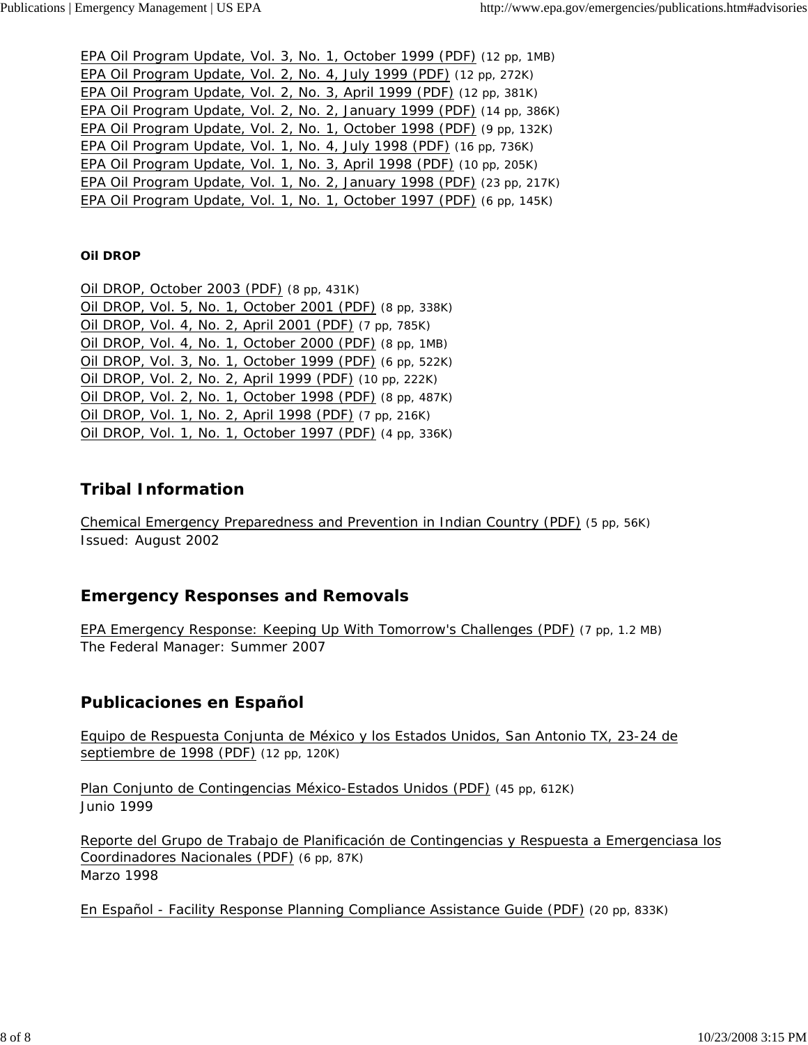EPA Oil Program Update, Vol. 3, No. 1, October 1999 (PDF) (12 pp, 1MB)
EPA Oil Program Update, Vol. 2, No. 4, July 1999 (PDF) (12 pp, 272K)
EPA Oil Program Update, Vol. 2, No. 3, April 1999 (PDF) (12 pp, 381K)
EPA Oil Program Update, Vol. 2, No. 2, January 1999 (PDF) (14 pp, 386K)
EPA Oil Program Update, Vol. 2, No. 1, October 1998 (PDF) (9 pp, 132K)
EPA Oil Program Update, Vol. 1, No. 4, July 1998 (PDF) (16 pp, 736K)
EPA Oil Program Update, Vol. 1, No. 3, April 1998 (PDF) (10 pp, 205K)
EPA Oil Program Update, Vol. 1, No. 2, January 1998 (PDF) (23 pp, 217K)
EPA Oil Program Update, Vol. 1, No. 1, October 1997 (PDF) (6 pp, 145K)

**Oil DROP**

Oil DROP, October 2003 (PDF) (8 pp, 431K)
Oil DROP, Vol. 5, No. 1, October 2001 (PDF) (8 pp, 338K)
Oil DROP, Vol. 4, No. 2, April 2001 (PDF) (7 pp, 785K)
Oil DROP, Vol. 4, No. 1, October 2000 (PDF) (8 pp, 1MB)
Oil DROP, Vol. 3, No. 1, October 1999 (PDF) (6 pp, 522K)
Oil DROP, Vol. 2, No. 2, April 1999 (PDF) (10 pp, 222K)
Oil DROP, Vol. 2, No. 1, October 1998 (PDF) (8 pp, 487K)
Oil DROP, Vol. 1, No. 2, April 1998 (PDF) (7 pp, 216K)
Oil DROP, Vol. 1, No. 1, October 1997 (PDF) (4 pp, 336K)

## Tribal Information

Chemical Emergency Preparedness and Prevention in Indian Country (PDF) (5 pp, 56K)
Issued: August 2002

## Emergency Responses and Removals

EPA Emergency Response: Keeping Up With Tomorrow's Challenges (PDF) (7 pp, 1.2 MB)
The Federal Manager: Summer 2007

## Publicaciones en Español

Equipo de Respuesta Conjunta de México y los Estados Unidos, San Antonio TX, 23-24 de septiembre de 1998 (PDF) (12 pp, 120K)

Plan Conjunto de Contingencias México-Estados Unidos (PDF) (45 pp, 612K)
Junio 1999

Reporte del Grupo de Trabajo de Planificación de Contingencias y Respuesta a Emergenciasa los Coordinadores Nacionales (PDF) (6 pp, 87K)
Marzo 1998

En Español - Facility Response Planning Compliance Assistance Guide (PDF) (20 pp, 833K)